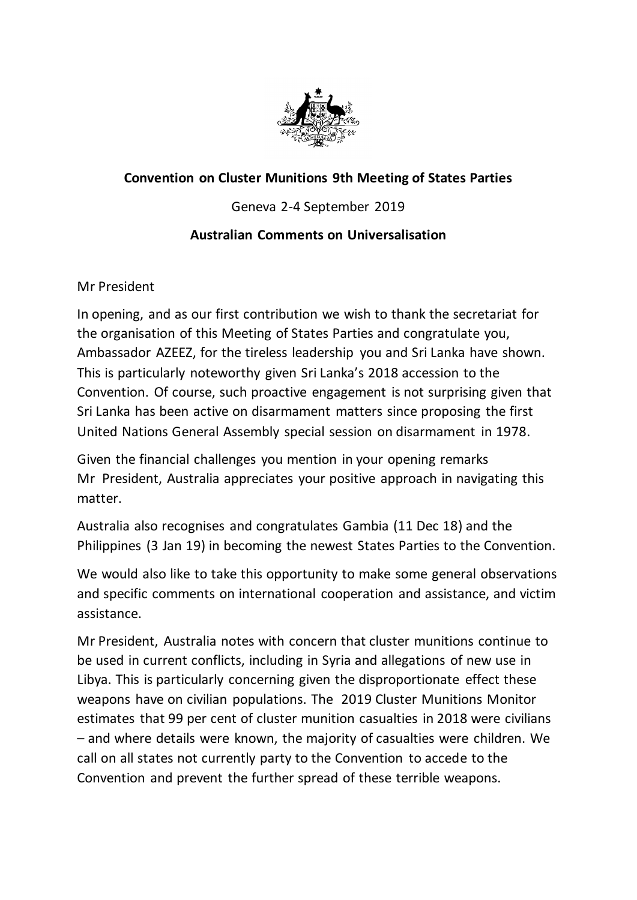**Convention on Cluster Munitions 9th Meeting of States Parties**

Geneva 2-4 September 2019

**Australian Comments on Universalisation**

Mr President

In opening, and as our first contribution we wish to thank the secretariat for the organisation of this Meeting of States Parties and congratulate you, Ambassador AZEEZ, for the tireless leadership you and Sri Lanka have shown. This is particularly noteworthy given Sri Lanka's 2018 accession to the Convention. Of course, such proactive engagement is not surprising given that Sri Lanka has been active on disarmament matters since proposing the first United Nations General Assembly special session on disarmament in 1978.

Given the financial challenges you mention in your opening remarks Mr President, Australia appreciates your positive approach in navigating this matter.

Australia also recognises and congratulates Gambia (11 Dec 18) and the Philippines (3 Jan 19) in becoming the newest States Parties to the Convention.

We would also like to take this opportunity to make some general observations and specific comments on international cooperation and assistance, and victim assistance.

Mr President, Australia notes with concern that cluster munitions continue to be used in current conflicts, including in Syria and allegations of new use in Libya. This is particularly concerning given the disproportionate effect these weapons have on civilian populations. The 2019 Cluster Munitions Monitor estimates that 99 per cent of cluster munition casualties in 2018 were civilians – and where details were known, the majority of casualties were children. We call on all states not currently party to the Convention to accede to the Convention and prevent the further spread of these terrible weapons.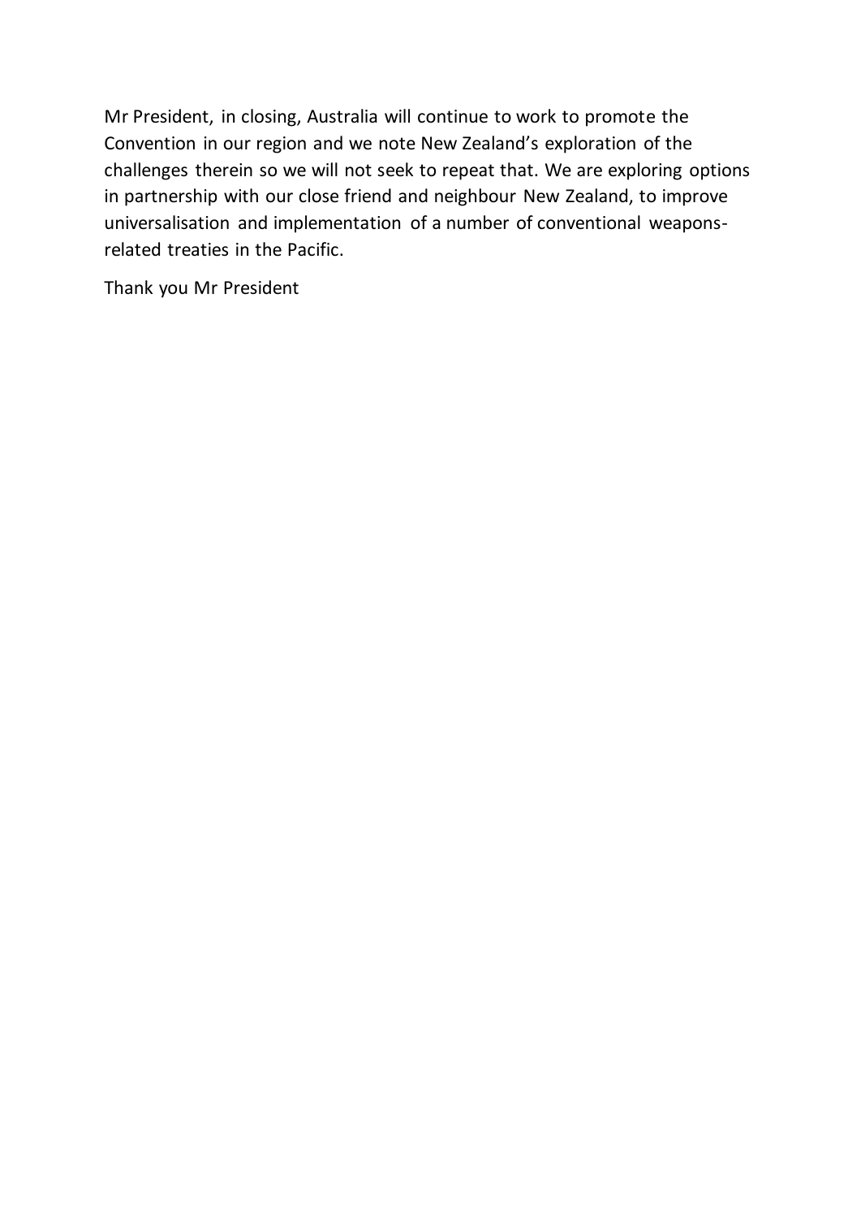Mr President, in closing, Australia will continue to work to promote the Convention in our region and we note New Zealand's exploration of the challenges therein so we will not seek to repeat that. We are exploring options in partnership with our close friend and neighbour New Zealand, to improve universalisation and implementation of a number of conventional weapons-related treaties in the Pacific.

Thank you Mr President